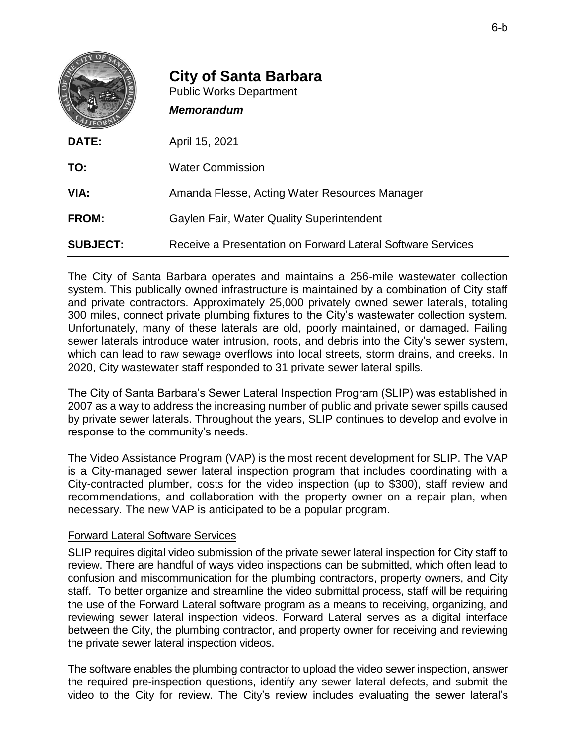# City of Santa Barbara

Public Works Department

***Memorandum***

**DATE:** April 15, 2021

**TO:** Water Commission

**VIA:** Amanda Flesse, Acting Water Resources Manager

**FROM:** Gaylen Fair, Water Quality Superintendent

**SUBJECT:** Receive a Presentation on Forward Lateral Software Services

---

The City of Santa Barbara operates and maintains a 256-mile wastewater collection system. This publically owned infrastructure is maintained by a combination of City staff and private contractors. Approximately 25,000 privately owned sewer laterals, totaling 300 miles, connect private plumbing fixtures to the City's wastewater collection system. Unfortunately, many of these laterals are old, poorly maintained, or damaged. Failing sewer laterals introduce water intrusion, roots, and debris into the City's sewer system, which can lead to raw sewage overflows into local streets, storm drains, and creeks. In 2020, City wastewater staff responded to 31 private sewer lateral spills.

The City of Santa Barbara's Sewer Lateral Inspection Program (SLIP) was established in 2007 as a way to address the increasing number of public and private sewer spills caused by private sewer laterals. Throughout the years, SLIP continues to develop and evolve in response to the community's needs.

The Video Assistance Program (VAP) is the most recent development for SLIP. The VAP is a City-managed sewer lateral inspection program that includes coordinating with a City-contracted plumber, costs for the video inspection (up to $300), staff review and recommendations, and collaboration with the property owner on a repair plan, when necessary. The new VAP is anticipated to be a popular program.

## Forward Lateral Software Services

SLIP requires digital video submission of the private sewer lateral inspection for City staff to review. There are handful of ways video inspections can be submitted, which often lead to confusion and miscommunication for the plumbing contractors, property owners, and City staff. To better organize and streamline the video submittal process, staff will be requiring the use of the Forward Lateral software program as a means to receiving, organizing, and reviewing sewer lateral inspection videos. Forward Lateral serves as a digital interface between the City, the plumbing contractor, and property owner for receiving and reviewing the private sewer lateral inspection videos.

The software enables the plumbing contractor to upload the video sewer inspection, answer the required pre-inspection questions, identify any sewer lateral defects, and submit the video to the City for review. The City's review includes evaluating the sewer lateral's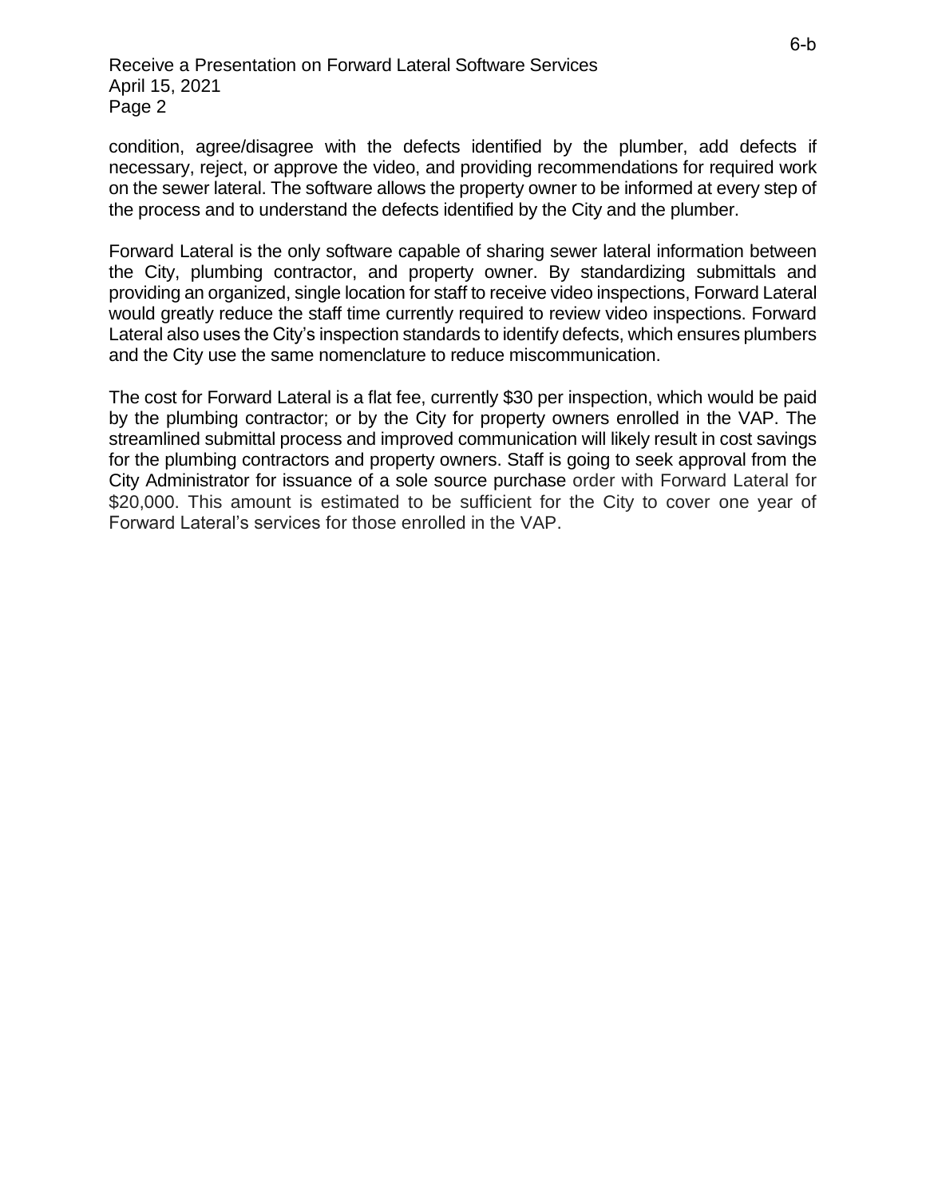condition, agree/disagree with the defects identified by the plumber, add defects if necessary, reject, or approve the video, and providing recommendations for required work on the sewer lateral. The software allows the property owner to be informed at every step of the process and to understand the defects identified by the City and the plumber.

Forward Lateral is the only software capable of sharing sewer lateral information between the City, plumbing contractor, and property owner. By standardizing submittals and providing an organized, single location for staff to receive video inspections, Forward Lateral would greatly reduce the staff time currently required to review video inspections. Forward Lateral also uses the City's inspection standards to identify defects, which ensures plumbers and the City use the same nomenclature to reduce miscommunication.

The cost for Forward Lateral is a flat fee, currently $30 per inspection, which would be paid by the plumbing contractor; or by the City for property owners enrolled in the VAP. The streamlined submittal process and improved communication will likely result in cost savings for the plumbing contractors and property owners. Staff is going to seek approval from the City Administrator for issuance of a sole source purchase order with Forward Lateral for $20,000. This amount is estimated to be sufficient for the City to cover one year of Forward Lateral's services for those enrolled in the VAP.